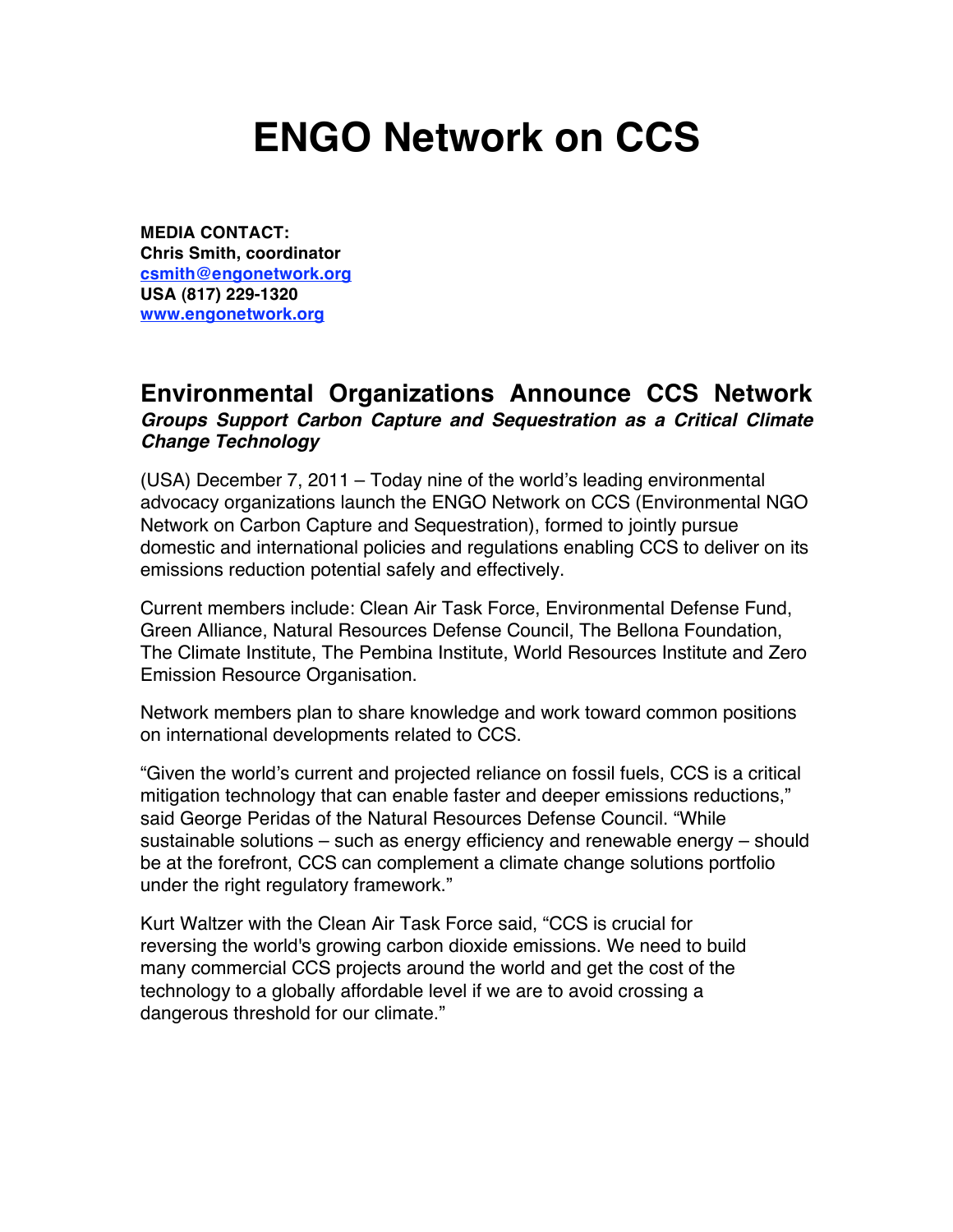# ENGO Network on CCS

**MEDIA CONTACT:**
**Chris Smith, coordinator**
**[csmith@engonetwork.org](mailto:csmith@engonetwork.org)**
**USA (817) 229-1320**
**[www.engonetwork.org](http://www.engonetwork.org)**

## Environmental Organizations Announce CCS Network

***Groups Support Carbon Capture and Sequestration as a Critical Climate Change Technology***

(USA) December 7, 2011 – Today nine of the world's leading environmental advocacy organizations launch the ENGO Network on CCS (Environmental NGO Network on Carbon Capture and Sequestration), formed to jointly pursue domestic and international policies and regulations enabling CCS to deliver on its emissions reduction potential safely and effectively.

Current members include: Clean Air Task Force, Environmental Defense Fund, Green Alliance, Natural Resources Defense Council, The Bellona Foundation, The Climate Institute, The Pembina Institute, World Resources Institute and Zero Emission Resource Organisation.

Network members plan to share knowledge and work toward common positions on international developments related to CCS.

"Given the world's current and projected reliance on fossil fuels, CCS is a critical mitigation technology that can enable faster and deeper emissions reductions," said George Peridas of the Natural Resources Defense Council. "While sustainable solutions – such as energy efficiency and renewable energy – should be at the forefront, CCS can complement a climate change solutions portfolio under the right regulatory framework."

Kurt Waltzer with the Clean Air Task Force said, "CCS is crucial for reversing the world's growing carbon dioxide emissions. We need to build many commercial CCS projects around the world and get the cost of the technology to a globally affordable level if we are to avoid crossing a dangerous threshold for our climate."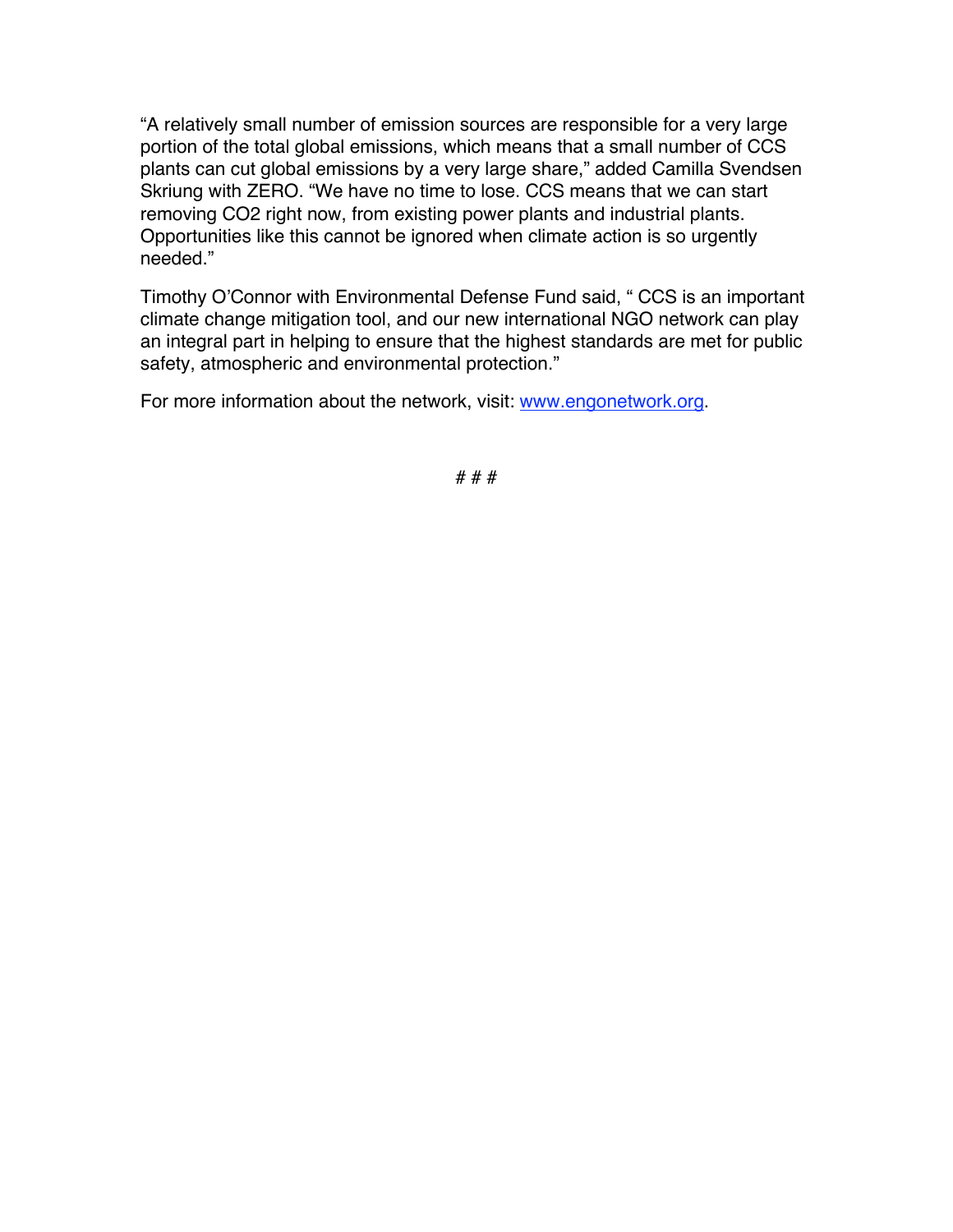"A relatively small number of emission sources are responsible for a very large portion of the total global emissions, which means that a small number of CCS plants can cut global emissions by a very large share," added Camilla Svendsen Skriung with ZERO. "We have no time to lose. CCS means that we can start removing CO2 right now, from existing power plants and industrial plants. Opportunities like this cannot be ignored when climate action is so urgently needed."

Timothy O'Connor with Environmental Defense Fund said, " CCS is an important climate change mitigation tool, and our new international NGO network can play an integral part in helping to ensure that the highest standards are met for public safety, atmospheric and environmental protection."

For more information about the network, visit: [www.engonetwork.org](http://www.engonetwork.org).

# # #